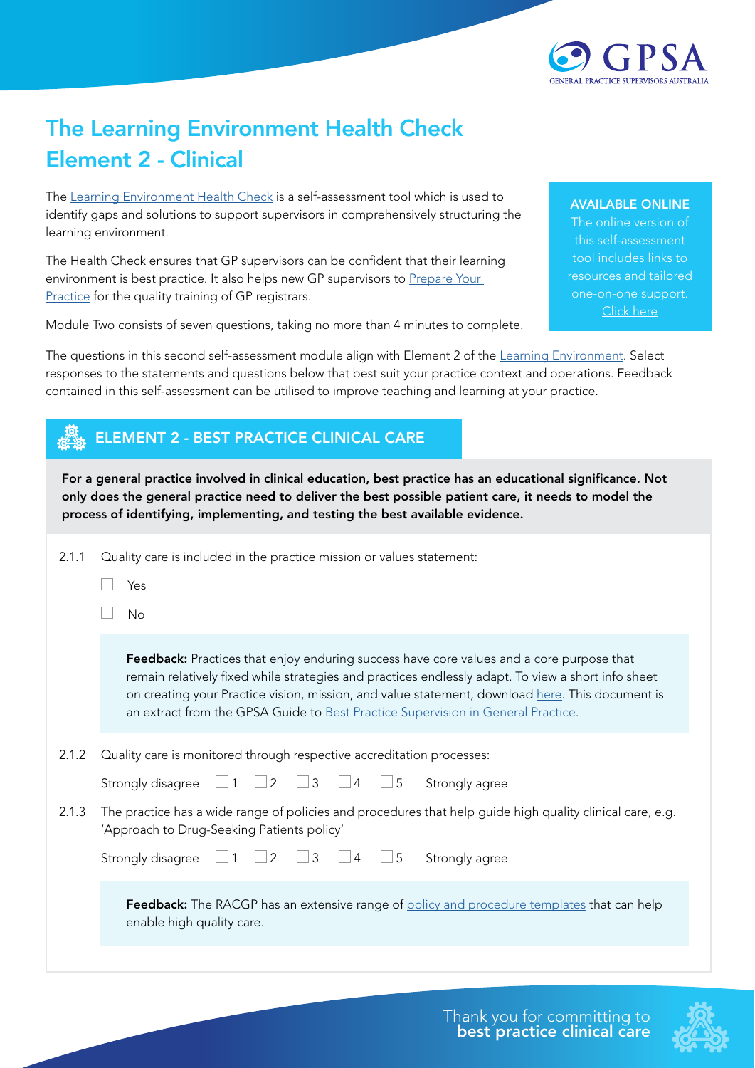# The Learning Environment Health Check Element 2 - Clinical

The Learning Environment Health Check is a self-assessment tool which is used to identify gaps and solutions to support supervisors in comprehensively structuring the learning environment.

The Health Check ensures that GP supervisors can be confident that their learning environment is best practice. It also helps new GP supervisors to Prepare Your Practice for the quality training of GP registrars.

Module Two consists of seven questions, taking no more than 4 minutes to complete.

**AVAILABLE ONLINE**
The online version of this self-assessment tool includes links to resources and tailored one-on-one support. Click here

The questions in this second self-assessment module align with Element 2 of the Learning Environment. Select responses to the statements and questions below that best suit your practice context and operations. Feedback contained in this self-assessment can be utilised to improve teaching and learning at your practice.

## ELEMENT 2 - BEST PRACTICE CLINICAL CARE

**For a general practice involved in clinical education, best practice has an educational significance. Not only does the general practice need to deliver the best possible patient care, it needs to model the process of identifying, implementing, and testing the best available evidence.**

2.1.1 Quality care is included in the practice mission or values statement:

- ☐ Yes
- ☐ No

**Feedback:** Practices that enjoy enduring success have core values and a core purpose that remain relatively fixed while strategies and practices endlessly adapt. To view a short info sheet on creating your Practice vision, mission, and value statement, download here. This document is an extract from the GPSA Guide to Best Practice Supervision in General Practice.

2.1.2 Quality care is monitored through respective accreditation processes:

Strongly disagree ☐ 1 ☐ 2 ☐ 3 ☐ 4 ☐ 5 Strongly agree

2.1.3 The practice has a wide range of policies and procedures that help guide high quality clinical care, e.g. 'Approach to Drug-Seeking Patients policy'

Strongly disagree ☐ 1 ☐ 2 ☐ 3 ☐ 4 ☐ 5 Strongly agree

**Feedback:** The RACGP has an extensive range of policy and procedure templates that can help enable high quality care.

Thank you for committing to **best practice clinical care**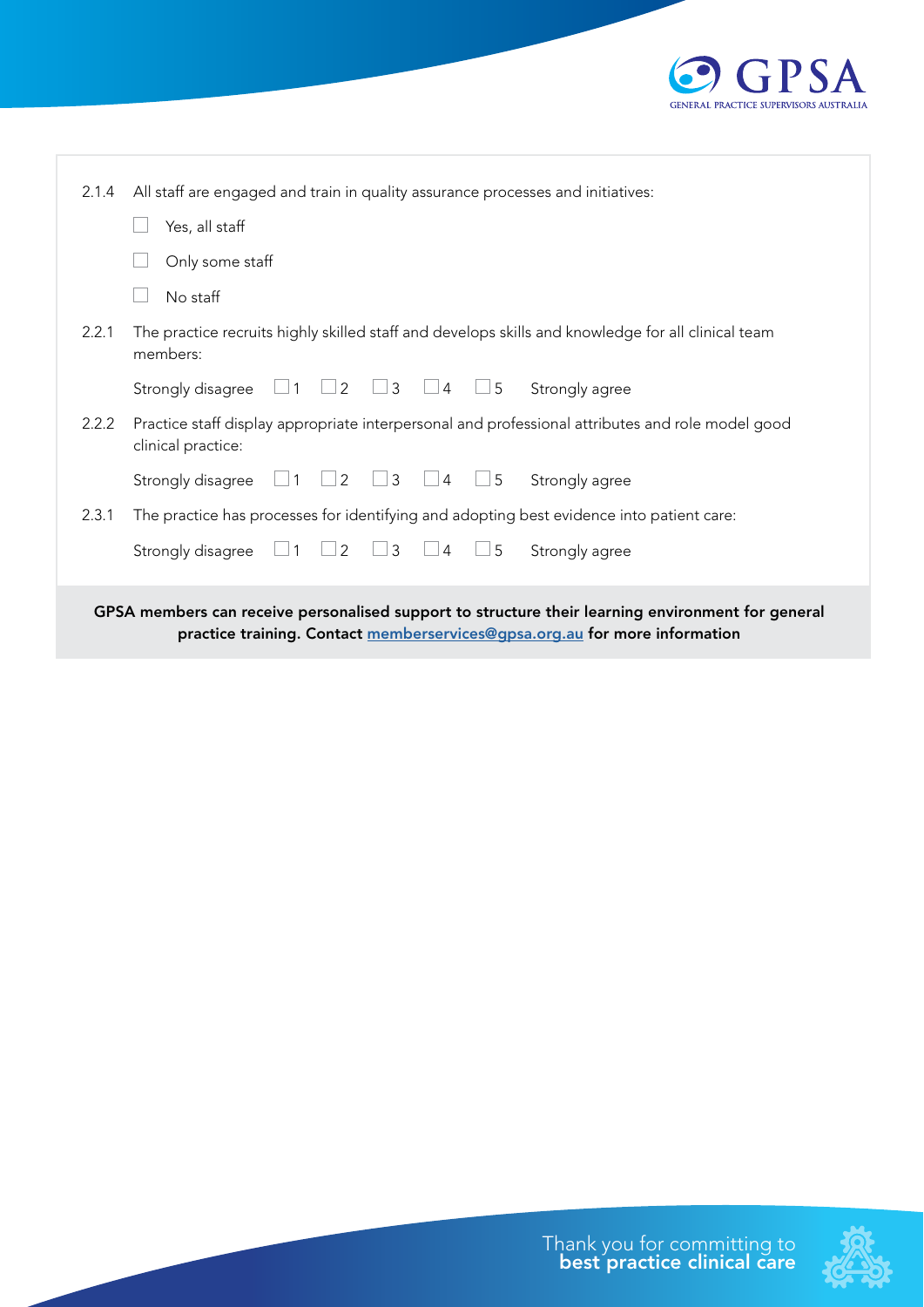2.1.4 All staff are engaged and train in quality assurance processes and initiatives:

- ☐ Yes, all staff
- ☐ Only some staff
- ☐ No staff

2.2.1 The practice recruits highly skilled staff and develops skills and knowledge for all clinical team members:

Strongly disagree ☐ 1 ☐ 2 ☐ 3 ☐ 4 ☐ 5 Strongly agree

2.2.2 Practice staff display appropriate interpersonal and professional attributes and role model good clinical practice:

Strongly disagree ☐ 1 ☐ 2 ☐ 3 ☐ 4 ☐ 5 Strongly agree

2.3.1 The practice has processes for identifying and adopting best evidence into patient care:

Strongly disagree ☐ 1 ☐ 2 ☐ 3 ☐ 4 ☐ 5 Strongly agree

**GPSA members can receive personalised support to structure their learning environment for general practice training. Contact memberservices@gpsa.org.au for more information**

Thank you for committing to **best practice clinical care**